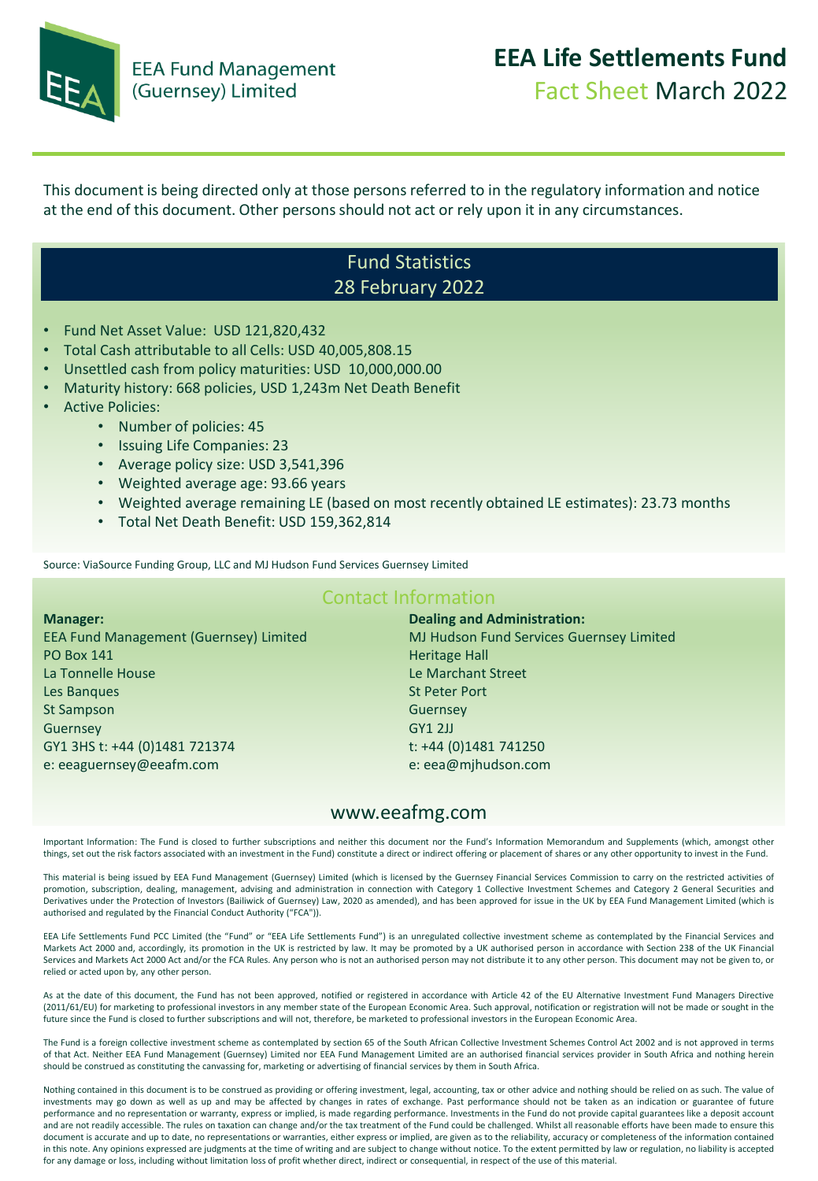EEA Fund Management (Guernsey) Limited

# EEA Life Settlements Fund

## Fact Sheet March 2022

This document is being directed only at those persons referred to in the regulatory information and notice at the end of this document. Other persons should not act or rely upon it in any circumstances.

## Fund Statistics
## 28 February 2022

- Fund Net Asset Value: USD 121,820,432
- Total Cash attributable to all Cells: USD 40,005,808.15
- Unsettled cash from policy maturities: USD 10,000,000.00
- Maturity history: 668 policies, USD 1,243m Net Death Benefit
- Active Policies:
    - Number of policies: 45
    - Issuing Life Companies: 23
    - Average policy size: USD 3,541,396
    - Weighted average age: 93.66 years
    - Weighted average remaining LE (based on most recently obtained LE estimates): 23.73 months
    - Total Net Death Benefit: USD 159,362,814

Source: ViaSource Funding Group, LLC and MJ Hudson Fund Services Guernsey Limited

## Contact Information

**Manager:**
EEA Fund Management (Guernsey) Limited
PO Box 141
La Tonnelle House
Les Banques
St Sampson
Guernsey
GY1 3HS t: +44 (0)1481 721374
e: eeaguernsey@eeafm.com

**Dealing and Administration:**
MJ Hudson Fund Services Guernsey Limited
Heritage Hall
Le Marchant Street
St Peter Port
Guernsey
GY1 2JJ
t: +44 (0)1481 741250
e: eea@mjhudson.com

www.eeafmg.com

Important Information: The Fund is closed to further subscriptions and neither this document nor the Fund's Information Memorandum and Supplements (which, amongst other things, set out the risk factors associated with an investment in the Fund) constitute a direct or indirect offering or placement of shares or any other opportunity to invest in the Fund.

This material is being issued by EEA Fund Management (Guernsey) Limited (which is licensed by the Guernsey Financial Services Commission to carry on the restricted activities of promotion, subscription, dealing, management, advising and administration in connection with Category 1 Collective Investment Schemes and Category 2 General Securities and Derivatives under the Protection of Investors (Bailiwick of Guernsey) Law, 2020 as amended), and has been approved for issue in the UK by EEA Fund Management Limited (which is authorised and regulated by the Financial Conduct Authority ("FCA")).

EEA Life Settlements Fund PCC Limited (the "Fund" or "EEA Life Settlements Fund") is an unregulated collective investment scheme as contemplated by the Financial Services and Markets Act 2000 and, accordingly, its promotion in the UK is restricted by law. It may be promoted by a UK authorised person in accordance with Section 238 of the UK Financial Services and Markets Act 2000 Act and/or the FCA Rules. Any person who is not an authorised person may not distribute it to any other person. This document may not be given to, or relied or acted upon by, any other person.

As at the date of this document, the Fund has not been approved, notified or registered in accordance with Article 42 of the EU Alternative Investment Fund Managers Directive (2011/61/EU) for marketing to professional investors in any member state of the European Economic Area. Such approval, notification or registration will not be made or sought in the future since the Fund is closed to further subscriptions and will not, therefore, be marketed to professional investors in the European Economic Area.

The Fund is a foreign collective investment scheme as contemplated by section 65 of the South African Collective Investment Schemes Control Act 2002 and is not approved in terms of that Act. Neither EEA Fund Management (Guernsey) Limited nor EEA Fund Management Limited are an authorised financial services provider in South Africa and nothing herein should be construed as constituting the canvassing for, marketing or advertising of financial services by them in South Africa.

Nothing contained in this document is to be construed as providing or offering investment, legal, accounting, tax or other advice and nothing should be relied on as such. The value of investments may go down as well as up and may be affected by changes in rates of exchange. Past performance should not be taken as an indication or guarantee of future performance and no representation or warranty, express or implied, is made regarding performance. Investments in the Fund do not provide capital guarantees like a deposit account and are not readily accessible. The rules on taxation can change and/or the tax treatment of the Fund could be challenged. Whilst all reasonable efforts have been made to ensure this document is accurate and up to date, no representations or warranties, either express or implied, are given as to the reliability, accuracy or completeness of the information contained in this note. Any opinions expressed are judgments at the time of writing and are subject to change without notice. To the extent permitted by law or regulation, no liability is accepted for any damage or loss, including without limitation loss of profit whether direct, indirect or consequential, in respect of the use of this material.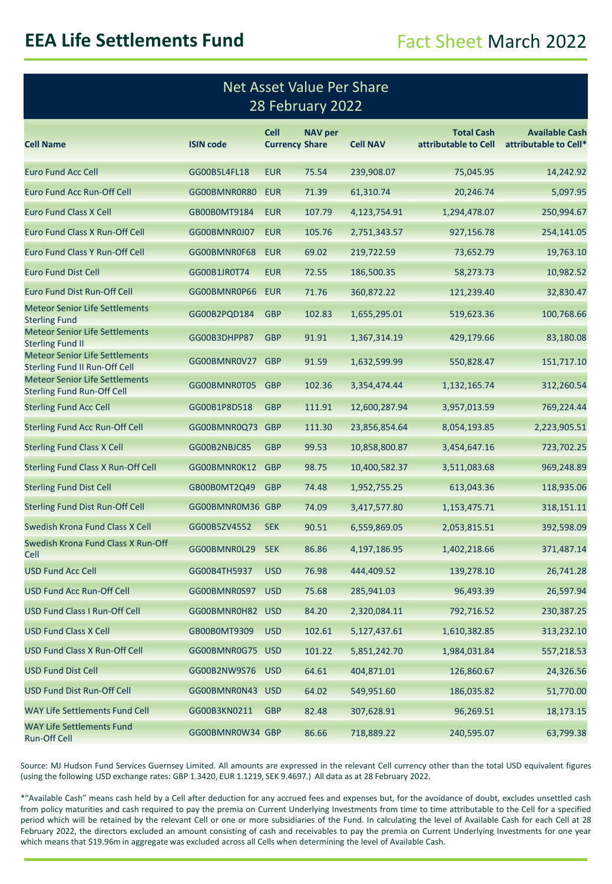# EEA Life Settlements Fund

Fact Sheet March 2022

## Net Asset Value Per Share
## 28 February 2022

| Cell Name | ISIN code | Cell Currency | NAV per Share | Cell NAV | Total Cash attributable to Cell | Available Cash attributable to Cell* |
|---|---|---|---|---|---|---|
| Euro Fund Acc Cell | GG00B5L4FL18 | EUR | 75.54 | 239,908.07 | 75,045.95 | 14,242.92 |
| Euro Fund Acc Run-Off Cell | GG00BMNR0R80 | EUR | 71.39 | 61,310.74 | 20,246.74 | 5,097.95 |
| Euro Fund Class X Cell | GB00B0MT9184 | EUR | 107.79 | 4,123,754.91 | 1,294,478.07 | 250,994.67 |
| Euro Fund Class X Run-Off Cell | GG00BMNR0J07 | EUR | 105.76 | 2,751,343.57 | 927,156.78 | 254,141.05 |
| Euro Fund Class Y Run-Off Cell | GG00BMNR0F68 | EUR | 69.02 | 219,722.59 | 73,652.79 | 19,763.10 |
| Euro Fund Dist Cell | GG00B1JR0T74 | EUR | 72.55 | 186,500.35 | 58,273.73 | 10,982.52 |
| Euro Fund Dist Run-Off Cell | GG00BMNR0P66 | EUR | 71.76 | 360,872.22 | 121,239.40 | 32,830.47 |
| Meteor Senior Life Settlements Sterling Fund | GG00B2PQD184 | GBP | 102.83 | 1,655,295.01 | 519,623.36 | 100,768.66 |
| Meteor Senior Life Settlements Sterling Fund II | GG00B3DHPP87 | GBP | 91.91 | 1,367,314.19 | 429,179.66 | 83,180.08 |
| Meteor Senior Life Settlements Sterling Fund II Run-Off Cell | GG00BMNR0V27 | GBP | 91.59 | 1,632,599.99 | 550,828.47 | 151,717.10 |
| Meteor Senior Life Settlements Sterling Fund Run-Off Cell | GG00BMNR0T05 | GBP | 102.36 | 3,354,474.44 | 1,132,165.74 | 312,260.54 |
| Sterling Fund Acc Cell | GG00B1P8D518 | GBP | 111.91 | 12,600,287.94 | 3,957,013.59 | 769,224.44 |
| Sterling Fund Acc Run-Off Cell | GG00BMNR0Q73 | GBP | 111.30 | 23,856,854.64 | 8,054,193.85 | 2,223,905.51 |
| Sterling Fund Class X Cell | GG00B2NBJC85 | GBP | 99.53 | 10,858,800.87 | 3,454,647.16 | 723,702.25 |
| Sterling Fund Class X Run-Off Cell | GG00BMNR0K12 | GBP | 98.75 | 10,400,582.37 | 3,511,083.68 | 969,248.89 |
| Sterling Fund Dist Cell | GB00B0MT2Q49 | GBP | 74.48 | 1,952,755.25 | 613,043.36 | 118,935.06 |
| Sterling Fund Dist Run-Off Cell | GG00BMNR0M36 | GBP | 74.09 | 3,417,577.80 | 1,153,475.71 | 318,151.11 |
| Swedish Krona Fund Class X Cell | GG00B5ZV4552 | SEK | 90.51 | 6,559,869.05 | 2,053,815.51 | 392,598.09 |
| Swedish Krona Fund Class X Run-Off Cell | GG00BMNR0L29 | SEK | 86.86 | 4,197,186.95 | 1,402,218.66 | 371,487.14 |
| USD Fund Acc Cell | GG00B4TH5937 | USD | 76.98 | 444,409.52 | 139,278.10 | 26,741.28 |
| USD Fund Acc Run-Off Cell | GG00BMNR0S97 | USD | 75.68 | 285,941.03 | 96,493.39 | 26,597.94 |
| USD Fund Class I Run-Off Cell | GG00BMNR0H82 | USD | 84.20 | 2,320,084.11 | 792,716.52 | 230,387.25 |
| USD Fund Class X Cell | GB00B0MT9309 | USD | 102.61 | 5,127,437.61 | 1,610,382.85 | 313,232.10 |
| USD Fund Class X Run-Off Cell | GG00BMNR0G75 | USD | 101.22 | 5,851,242.70 | 1,984,031.84 | 557,218.53 |
| USD Fund Dist Cell | GG00B2NW9S76 | USD | 64.61 | 404,871.01 | 126,860.67 | 24,326.56 |
| USD Fund Dist Run-Off Cell | GG00BMNR0N43 | USD | 64.02 | 549,951.60 | 186,035.82 | 51,770.00 |
| WAY Life Settlements Fund Cell | GG00B3KN0211 | GBP | 82.48 | 307,628.91 | 96,269.51 | 18,173.15 |
| WAY Life Settlements Fund Run-Off Cell | GG00BMNR0W34 | GBP | 86.66 | 718,889.22 | 240,595.07 | 63,799.38 |

Source: MJ Hudson Fund Services Guernsey Limited. All amounts are expressed in the relevant Cell currency other than the total USD equivalent figures (using the following USD exchange rates: GBP 1.3420, EUR 1.1219, SEK 9.4697.) All data as at 28 February 2022.

*"Available Cash" means cash held by a Cell after deduction for any accrued fees and expenses but, for the avoidance of doubt, excludes unsettled cash from policy maturities and cash required to pay the premia on Current Underlying Investments from time to time attributable to the Cell for a specified period which will be retained by the relevant Cell or one or more subsidiaries of the Fund. In calculating the level of Available Cash for each Cell at 28 February 2022, the directors excluded an amount consisting of cash and receivables to pay the premia on Current Underlying Investments for one year which means that $19.96m in aggregate was excluded across all Cells when determining the level of Available Cash.